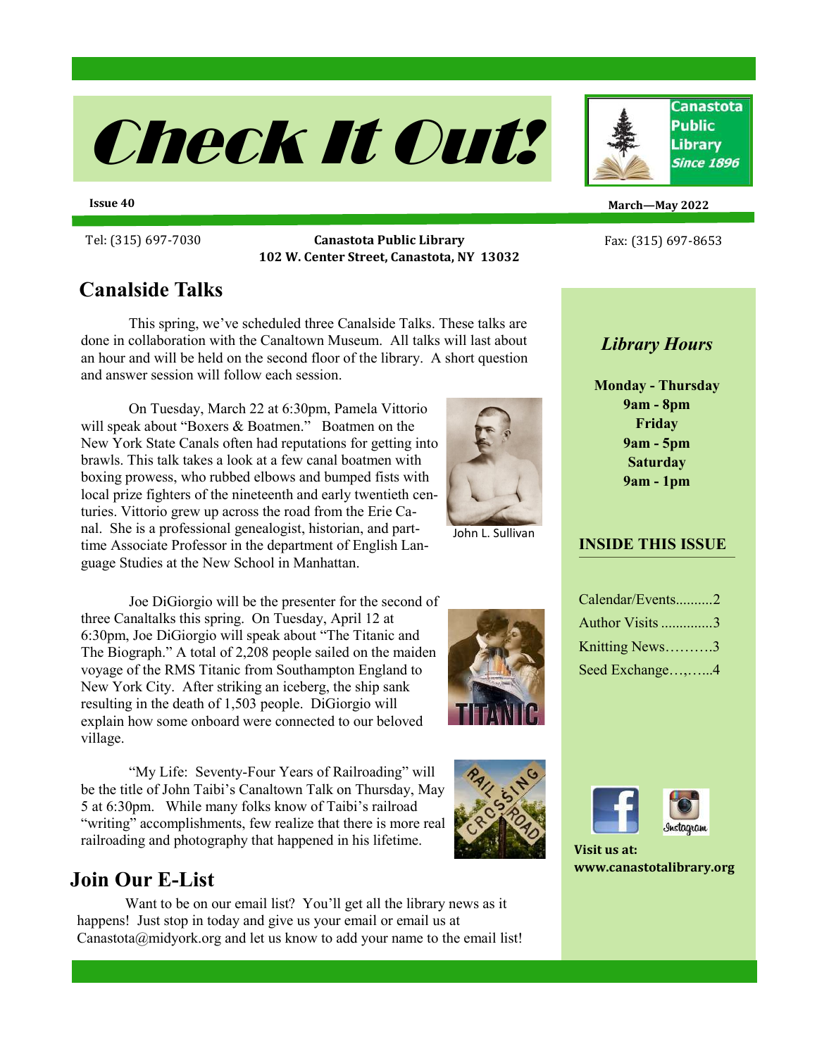# Check It Out!

Canastota Public Library Since 1896

**Issue 40**

**March—May 2022**

Tel: (315) 697-7030

**Canastota Public Library**
**102 W. Center Street, Canastota, NY 13032**

Fax: (315) 697-8653

## Canalside Talks

This spring, we've scheduled three Canalside Talks. These talks are done in collaboration with the Canaltown Museum. All talks will last about an hour and will be held on the second floor of the library. A short question and answer session will follow each session.

On Tuesday, March 22 at 6:30pm, Pamela Vittorio will speak about "Boxers & Boatmen." Boatmen on the New York State Canals often had reputations for getting into brawls. This talk takes a look at a few canal boatmen with boxing prowess, who rubbed elbows and bumped fists with local prize fighters of the nineteenth and early twentieth centuries. Vittorio grew up across the road from the Erie Canal. She is a professional genealogist, historian, and part-time Associate Professor in the department of English Language Studies at the New School in Manhattan.

John L. Sullivan

Joe DiGiorgio will be the presenter for the second of three Canaltalks this spring. On Tuesday, April 12 at 6:30pm, Joe DiGiorgio will speak about "The Titanic and The Biograph." A total of 2,208 people sailed on the maiden voyage of the RMS Titanic from Southampton England to New York City. After striking an iceberg, the ship sank resulting in the death of 1,503 people. DiGiorgio will explain how some onboard were connected to our beloved village.

"My Life: Seventy-Four Years of Railroading" will be the title of John Taibi's Canaltown Talk on Thursday, May 5 at 6:30pm. While many folks know of Taibi's railroad "writing" accomplishments, few realize that there is more real railroading and photography that happened in his lifetime.

## Join Our E-List

Want to be on our email list? You'll get all the library news as it happens! Just stop in today and give us your email or email us at Canastota@midyork.org and let us know to add your name to the email list!

### *Library Hours*

**Monday - Thursday**
**9am - 8pm**
**Friday**
**9am - 5pm**
**Saturday**
**9am - 1pm**

### INSIDE THIS ISSUE

Calendar/Events..........2
Author Visits ..............3
Knitting News……….3
Seed Exchange…,…...4

**Visit us at:**
**www.canastotalibrary.org**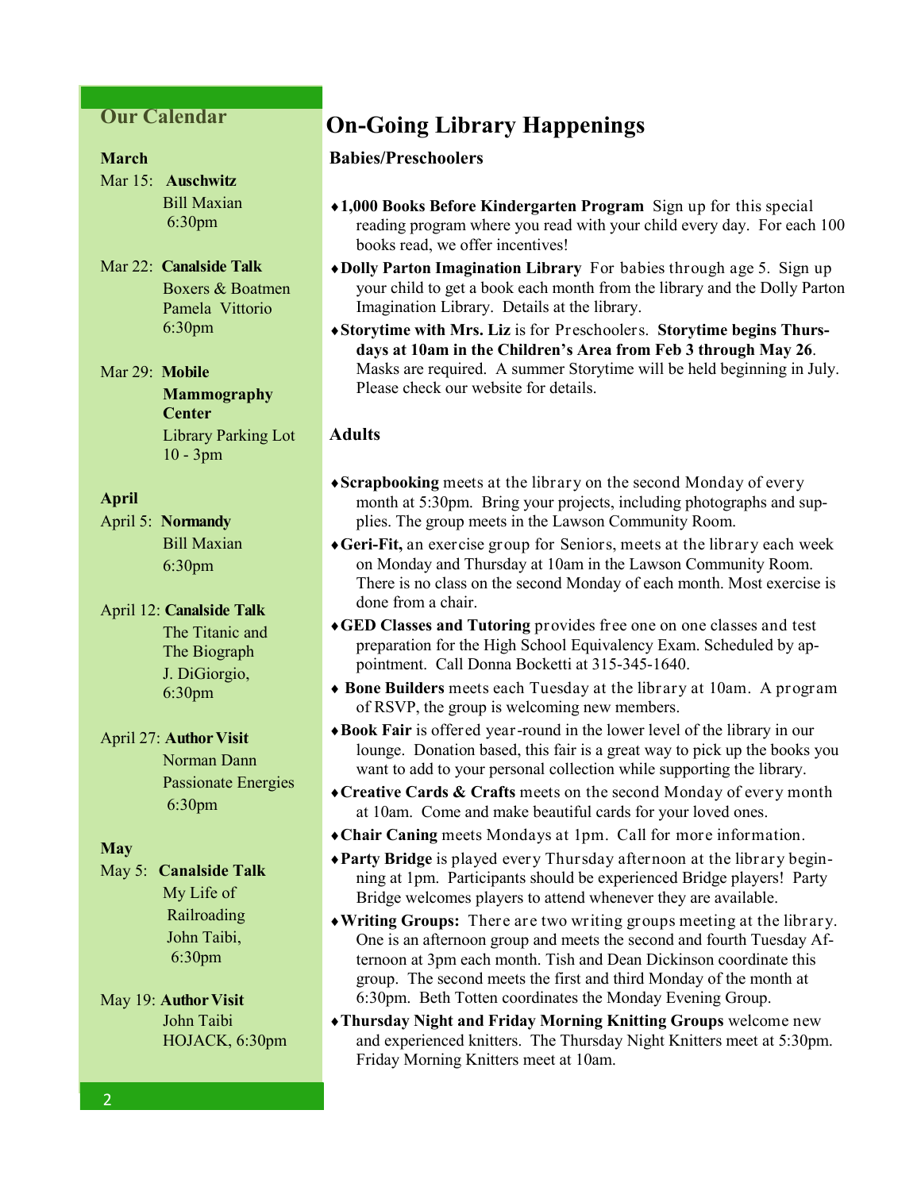## Our Calendar

**March**

Mar 15: **Auschwitz**
Bill Maxian
6:30pm

Mar 22: **Canalside Talk**
Boxers & Boatmen
Pamela Vittorio
6:30pm

Mar 29: **Mobile Mammography Center**
Library Parking Lot
10 - 3pm

**April**

April 5: **Normandy**
Bill Maxian
6:30pm

April 12: **Canalside Talk**
The Titanic and The Biograph
J. DiGiorgio,
6:30pm

April 27: **Author Visit**
Norman Dann
Passionate Energies
6:30pm

**May**

May 5: **Canalside Talk**
My Life of Railroading
John Taibi,
6:30pm

May 19: **Author Visit**
John Taibi
HOJACK, 6:30pm

# On-Going Library Happenings

### Babies/Preschoolers

- **1,000 Books Before Kindergarten Program** Sign up for this special reading program where you read with your child every day. For each 100 books read, we offer incentives!
- **Dolly Parton Imagination Library** For babies through age 5. Sign up your child to get a book each month from the library and the Dolly Parton Imagination Library. Details at the library.
- **Storytime with Mrs. Liz** is for Preschoolers. **Storytime begins Thursdays at 10am in the Children's Area from Feb 3 through May 26**. Masks are required. A summer Storytime will be held beginning in July. Please check our website for details.

### Adults

- **Scrapbooking** meets at the library on the second Monday of every month at 5:30pm. Bring your projects, including photographs and supplies. The group meets in the Lawson Community Room.
- **Geri-Fit,** an exercise group for Seniors, meets at the library each week on Monday and Thursday at 10am in the Lawson Community Room. There is no class on the second Monday of each month. Most exercise is done from a chair.
- **GED Classes and Tutoring** provides free one on one classes and test preparation for the High School Equivalency Exam. Scheduled by appointment. Call Donna Bocketti at 315-345-1640.
- **Bone Builders** meets each Tuesday at the library at 10am. A program of RSVP, the group is welcoming new members.
- **Book Fair** is offered year-round in the lower level of the library in our lounge. Donation based, this fair is a great way to pick up the books you want to add to your personal collection while supporting the library.
- **Creative Cards & Crafts** meets on the second Monday of every month at 10am. Come and make beautiful cards for your loved ones.
- **Chair Caning** meets Mondays at 1pm. Call for more information.
- **Party Bridge** is played every Thursday afternoon at the library beginning at 1pm. Participants should be experienced Bridge players! Party Bridge welcomes players to attend whenever they are available.
- **Writing Groups:** There are two writing groups meeting at the library. One is an afternoon group and meets the second and fourth Tuesday Afternoon at 3pm each month. Tish and Dean Dickinson coordinate this group. The second meets the first and third Monday of the month at 6:30pm. Beth Totten coordinates the Monday Evening Group.
- **Thursday Night and Friday Morning Knitting Groups** welcome new and experienced knitters. The Thursday Night Knitters meet at 5:30pm. Friday Morning Knitters meet at 10am.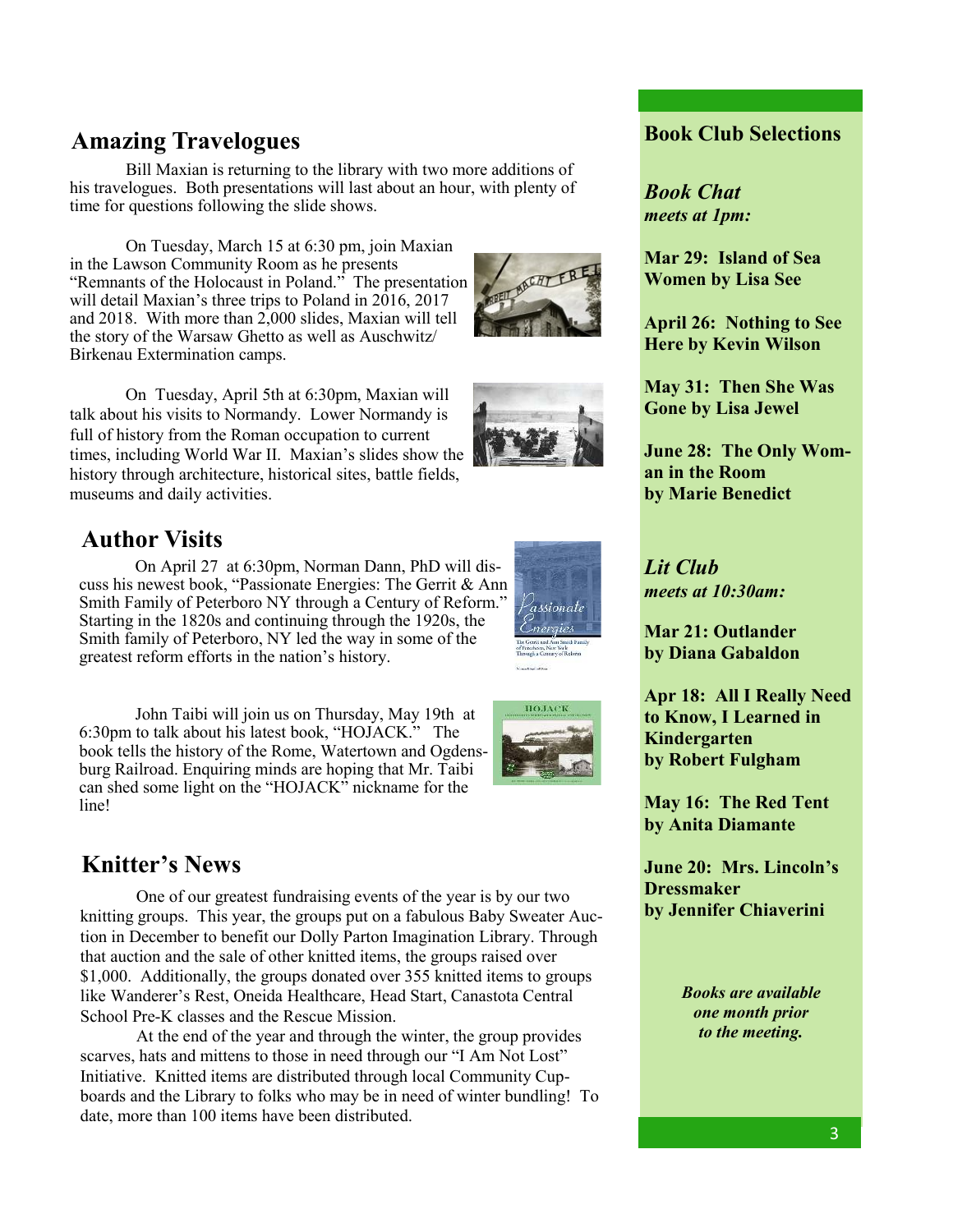## Amazing Travelogues

Bill Maxian is returning to the library with two more additions of his travelogues. Both presentations will last about an hour, with plenty of time for questions following the slide shows.

On Tuesday, March 15 at 6:30 pm, join Maxian in the Lawson Community Room as he presents "Remnants of the Holocaust in Poland." The presentation will detail Maxian's three trips to Poland in 2016, 2017 and 2018. With more than 2,000 slides, Maxian will tell the story of the Warsaw Ghetto as well as Auschwitz/ Birkenau Extermination camps.

On Tuesday, April 5th at 6:30pm, Maxian will talk about his visits to Normandy. Lower Normandy is full of history from the Roman occupation to current times, including World War II. Maxian's slides show the history through architecture, historical sites, battle fields, museums and daily activities.

## Author Visits

On April 27 at 6:30pm, Norman Dann, PhD will discuss his newest book, "Passionate Energies: The Gerrit & Ann Smith Family of Peterboro NY through a Century of Reform." Starting in the 1820s and continuing through the 1920s, the Smith family of Peterboro, NY led the way in some of the greatest reform efforts in the nation's history.

John Taibi will join us on Thursday, May 19th at 6:30pm to talk about his latest book, "HOJACK." The book tells the history of the Rome, Watertown and Ogdensburg Railroad. Enquiring minds are hoping that Mr. Taibi can shed some light on the "HOJACK" nickname for the line!

## Knitter's News

One of our greatest fundraising events of the year is by our two knitting groups. This year, the groups put on a fabulous Baby Sweater Auction in December to benefit our Dolly Parton Imagination Library. Through that auction and the sale of other knitted items, the groups raised over $1,000. Additionally, the groups donated over 355 knitted items to groups like Wanderer's Rest, Oneida Healthcare, Head Start, Canastota Central School Pre-K classes and the Rescue Mission.

At the end of the year and through the winter, the group provides scarves, hats and mittens to those in need through our "I Am Not Lost" Initiative. Knitted items are distributed through local Community Cupboards and the Library to folks who may be in need of winter bundling! To date, more than 100 items have been distributed.

## Book Club Selections

***Book Chat***
***meets at 1pm:***

**Mar 29: Island of Sea Women by Lisa See**

**April 26: Nothing to See Here by Kevin Wilson**

**May 31: Then She Was Gone by Lisa Jewel**

**June 28: The Only Woman in the Room by Marie Benedict**

***Lit Club***
***meets at 10:30am:***

**Mar 21: Outlander by Diana Gabaldon**

**Apr 18: All I Really Need to Know, I Learned in Kindergarten by Robert Fulgham**

**May 16: The Red Tent by Anita Diamante**

**June 20: Mrs. Lincoln's Dressmaker by Jennifer Chiaverini**

***Books are available one month prior to the meeting.***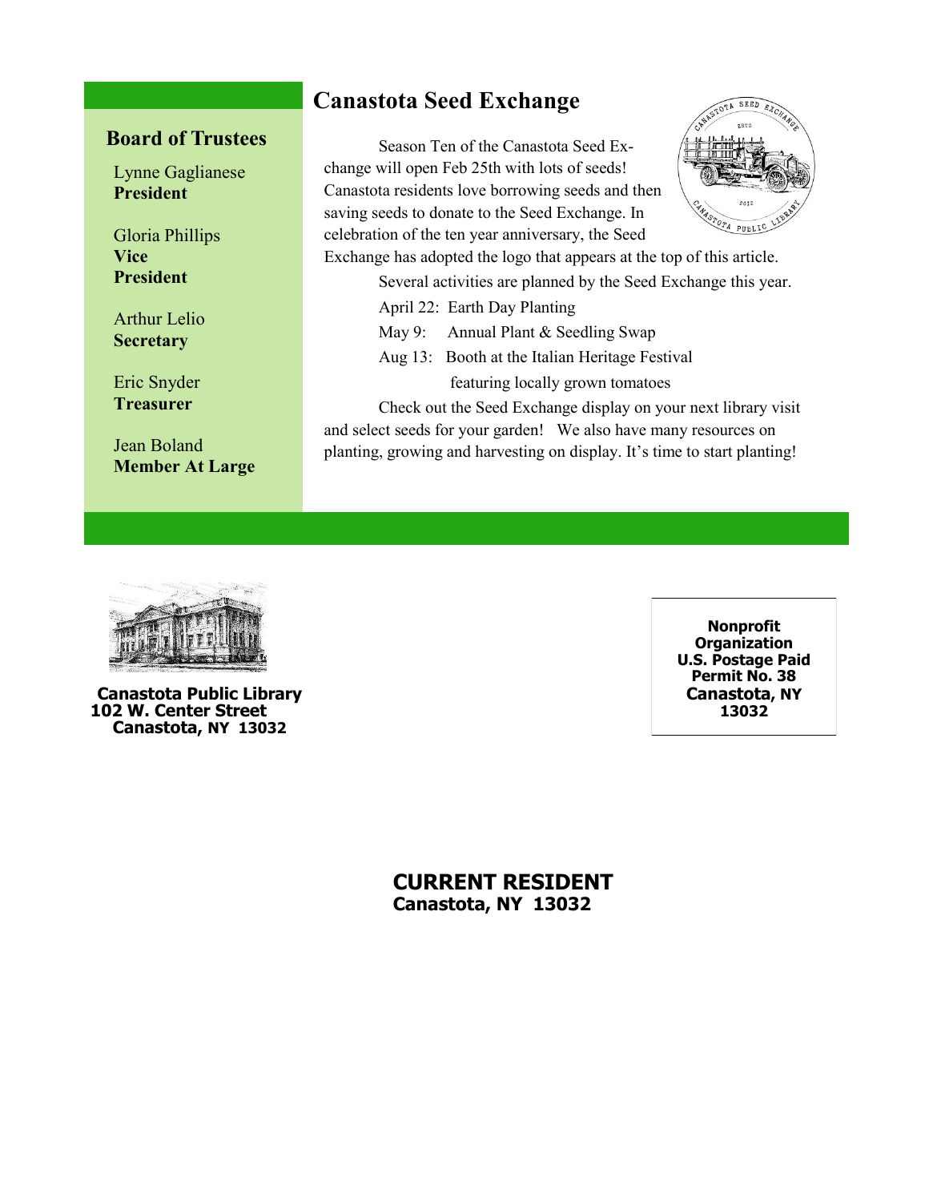## Board of Trustees

Lynne Gaglianese
**President**

Gloria Phillips
**Vice President**

Arthur Lelio
**Secretary**

Eric Snyder
**Treasurer**

Jean Boland
**Member At Large**

# Canastota Seed Exchange

Season Ten of the Canastota Seed Exchange will open Feb 25th with lots of seeds! Canastota residents love borrowing seeds and then saving seeds to donate to the Seed Exchange. In celebration of the ten year anniversary, the Seed Exchange has adopted the logo that appears at the top of this article.

Several activities are planned by the Seed Exchange this year.

April 22: Earth Day Planting

May 9: Annual Plant & Seedling Swap

Aug 13: Booth at the Italian Heritage Festival featuring locally grown tomatoes

Check out the Seed Exchange display on your next library visit and select seeds for your garden! We also have many resources on planting, growing and harvesting on display. It's time to start planting!

**Canastota Public Library**
**102 W. Center Street**
**Canastota, NY 13032**

**Nonprofit Organization**
**U.S. Postage Paid**
**Permit No. 38**
**Canastota, NY 13032**

**CURRENT RESIDENT**
**Canastota, NY 13032**